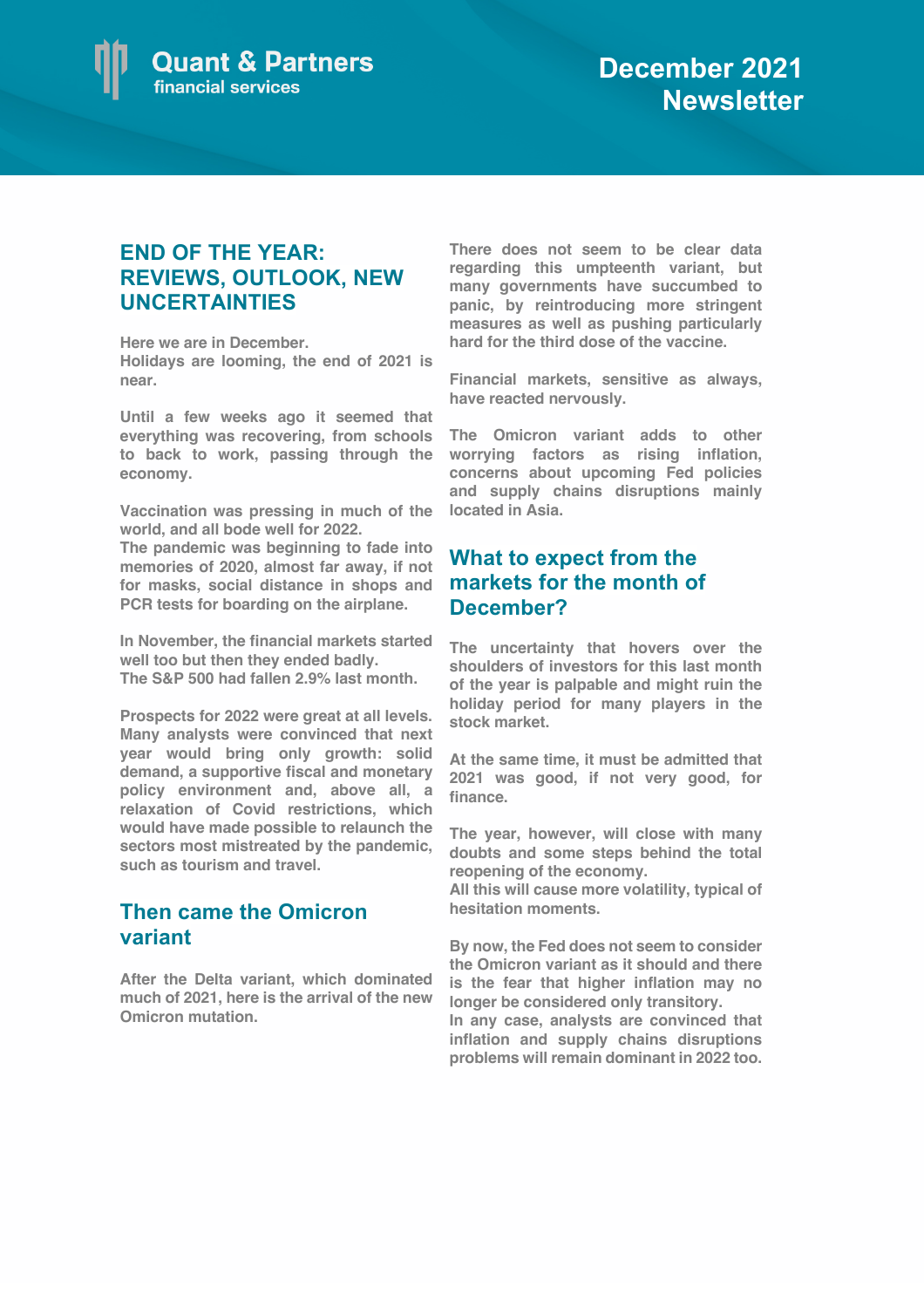Quant & Partners
financial services

# December 2021 Newsletter

## END OF THE YEAR: REVIEWS, OUTLOOK, NEW UNCERTAINTIES

Here we are in December.
Holidays are looming, the end of 2021 is near.

Until a few weeks ago it seemed that everything was recovering, from schools to back to work, passing through the economy.

Vaccination was pressing in much of the world, and all bode well for 2022.
The pandemic was beginning to fade into memories of 2020, almost far away, if not for masks, social distance in shops and PCR tests for boarding on the airplane.

In November, the financial markets started well too but then they ended badly.
The S&P 500 had fallen 2.9% last month.

Prospects for 2022 were great at all levels. Many analysts were convinced that next year would bring only growth: solid demand, a supportive fiscal and monetary policy environment and, above all, a relaxation of Covid restrictions, which would have made possible to relaunch the sectors most mistreated by the pandemic, such as tourism and travel.

## Then came the Omicron variant

After the Delta variant, which dominated much of 2021, here is the arrival of the new Omicron mutation.

There does not seem to be clear data regarding this umpteenth variant, but many governments have succumbed to panic, by reintroducing more stringent measures as well as pushing particularly hard for the third dose of the vaccine.

Financial markets, sensitive as always, have reacted nervously.

The Omicron variant adds to other worrying factors as rising inflation, concerns about upcoming Fed policies and supply chains disruptions mainly located in Asia.

## What to expect from the markets for the month of December?

The uncertainty that hovers over the shoulders of investors for this last month of the year is palpable and might ruin the holiday period for many players in the stock market.

At the same time, it must be admitted that 2021 was good, if not very good, for finance.

The year, however, will close with many doubts and some steps behind the total reopening of the economy.
All this will cause more volatility, typical of hesitation moments.

By now, the Fed does not seem to consider the Omicron variant as it should and there is the fear that higher inflation may no longer be considered only transitory.
In any case, analysts are convinced that inflation and supply chains disruptions problems will remain dominant in 2022 too.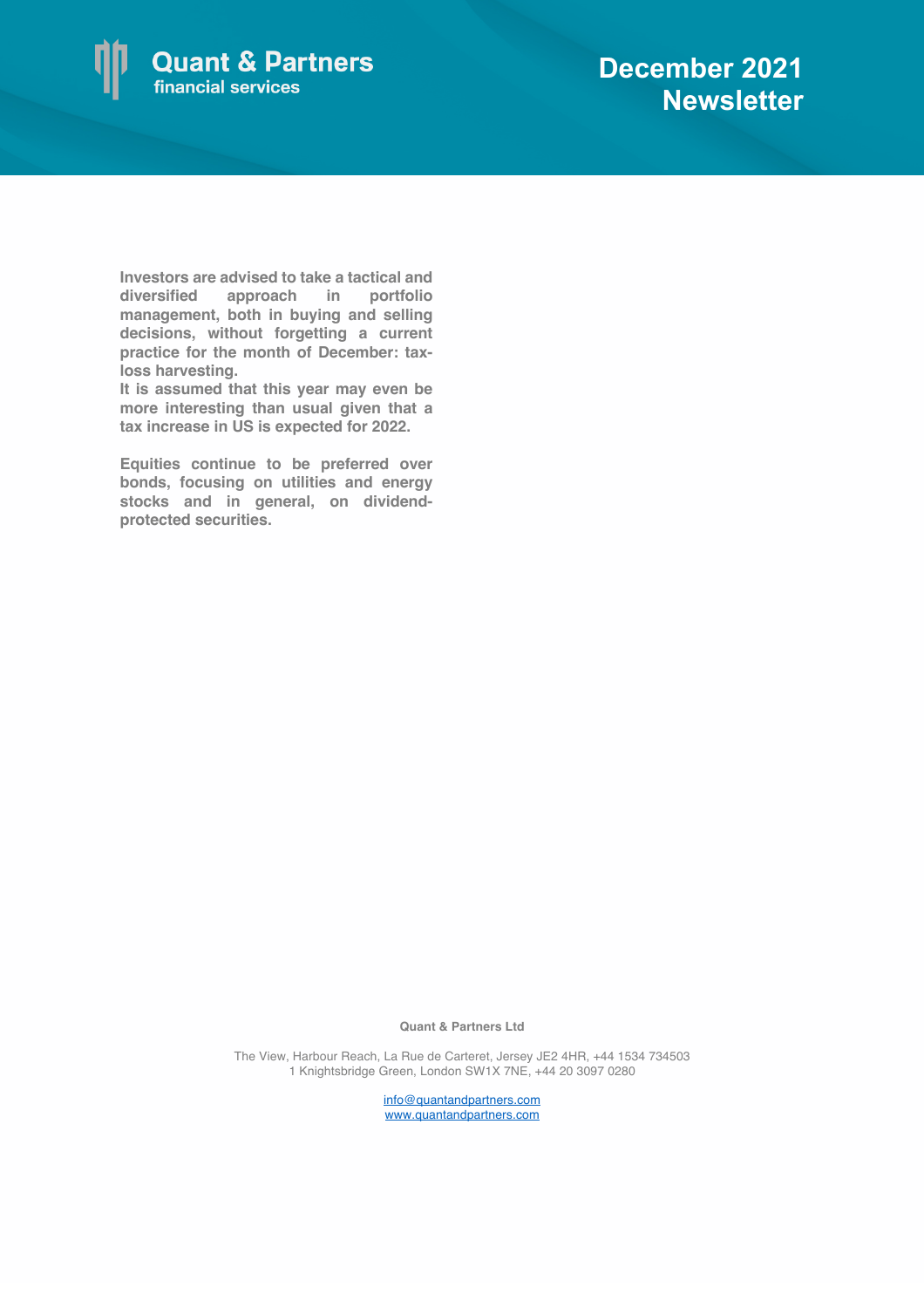**Investors are advised to take a tactical and diversified approach in portfolio management, both in buying and selling decisions, without forgetting a current practice for the month of December: tax-loss harvesting.**
**It is assumed that this year may even be more interesting than usual given that a tax increase in US is expected for 2022.**

**Equities continue to be preferred over bonds, focusing on utilities and energy stocks and in general, on dividend-protected securities.**

**Quant & Partners Ltd**

The View, Harbour Reach, La Rue de Carteret, Jersey JE2 4HR, +44 1534 734503
1 Knightsbridge Green, London SW1X 7NE, +44 20 3097 0280

info@quantandpartners.com
www.quantandpartners.com